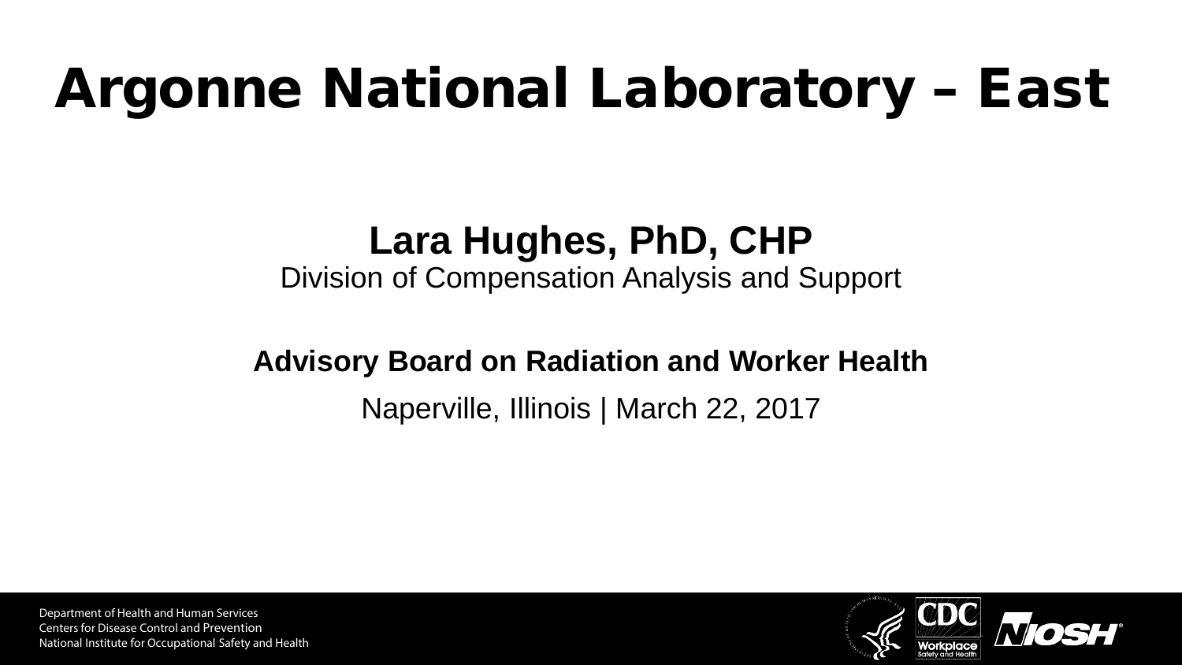# Argonne National Laboratory – East

**Lara Hughes, PhD, CHP**

Division of Compensation Analysis and Support

**Advisory Board on Radiation and Worker Health**

Naperville, Illinois | March 22, 2017

Department of Health and Human Services
Centers for Disease Control and Prevention
National Institute for Occupational Safety and Health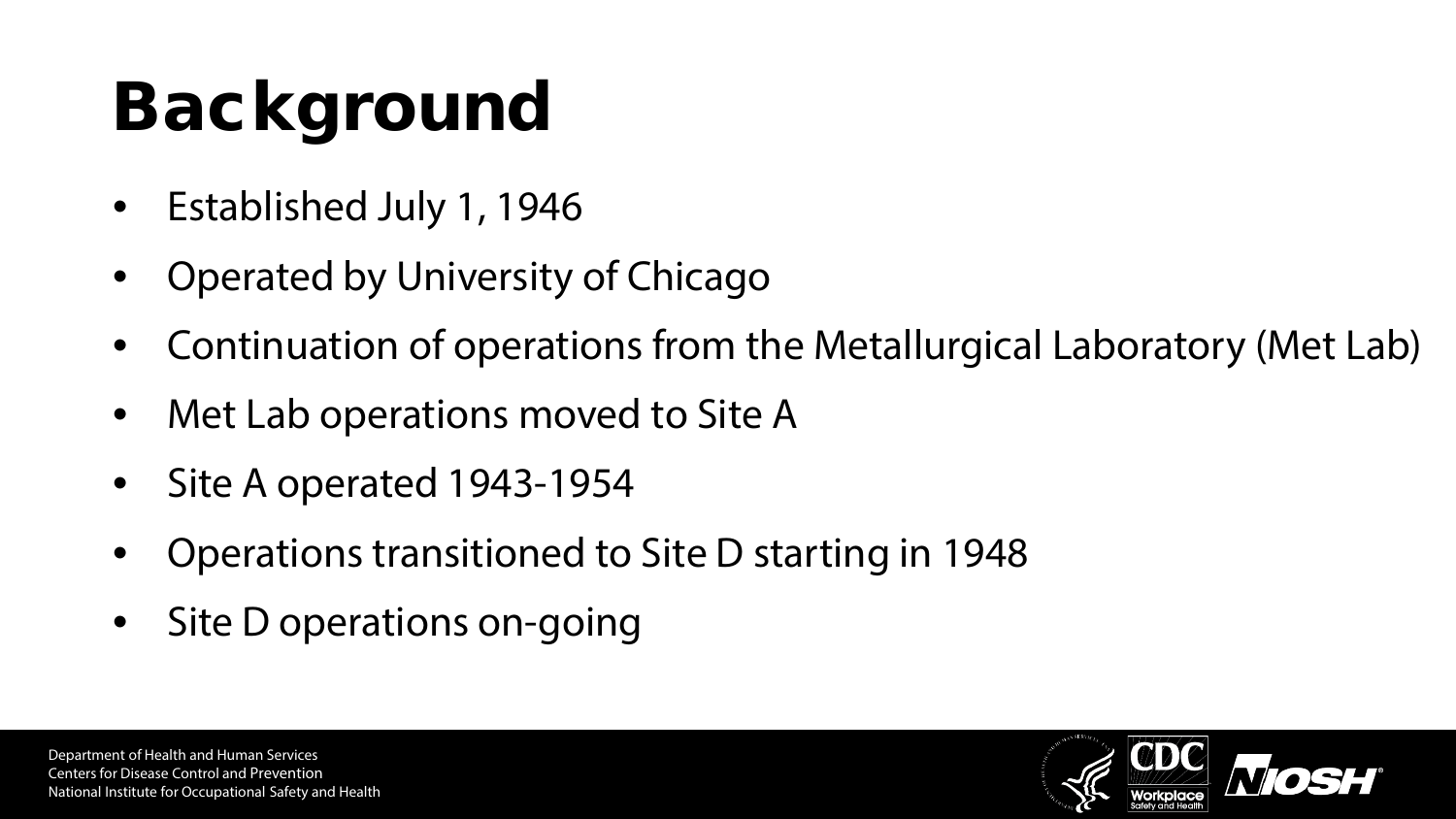# Background

- Established July 1, 1946
- Operated by University of Chicago
- Continuation of operations from the Metallurgical Laboratory (Met Lab)
- Met Lab operations moved to Site A
- Site A operated 1943-1954
- Operations transitioned to Site D starting in 1948
- Site D operations on-going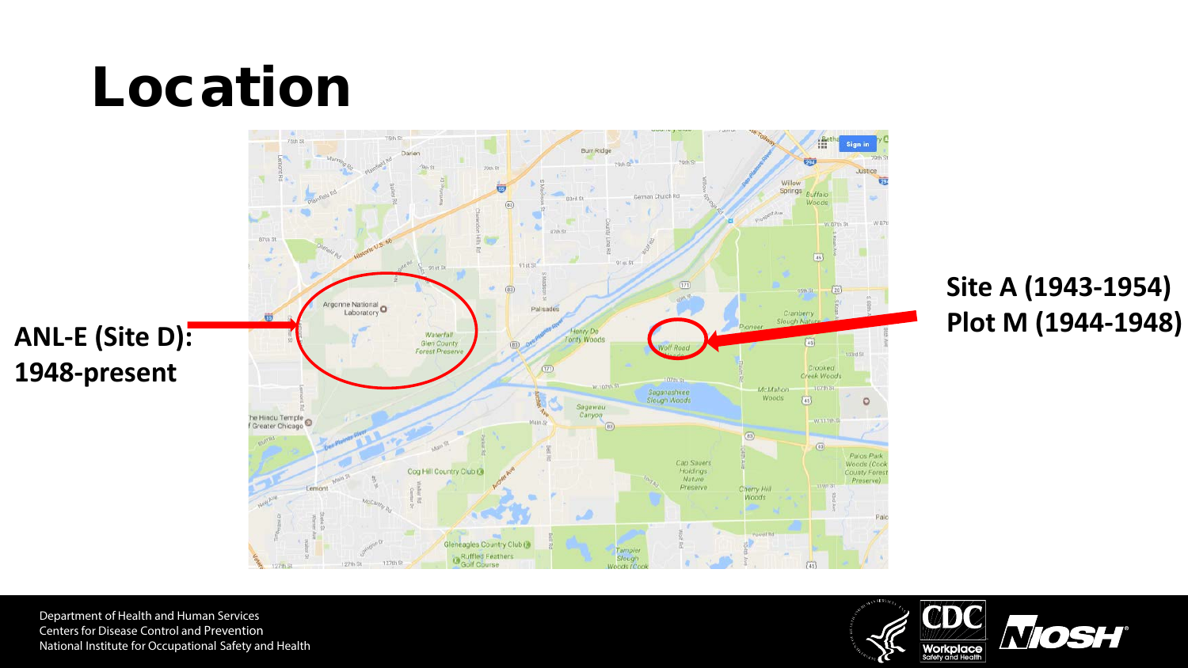# Location

ANL-E (Site D): 1948-present

Site A (1943-1954)
Plot M (1944-1948)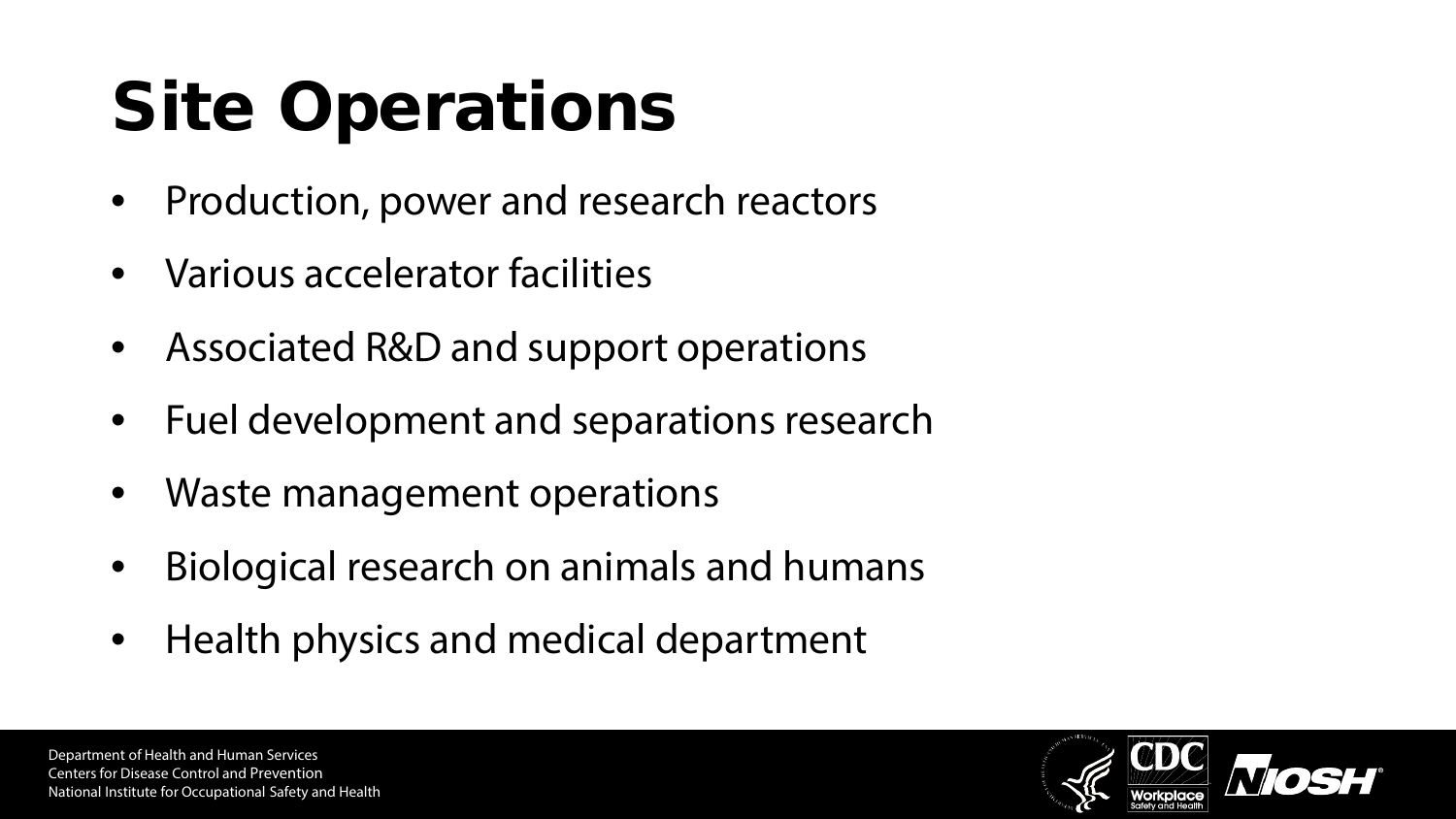# Site Operations

- Production, power and research reactors
- Various accelerator facilities
- Associated R&D and support operations
- Fuel development and separations research
- Waste management operations
- Biological research on animals and humans
- Health physics and medical department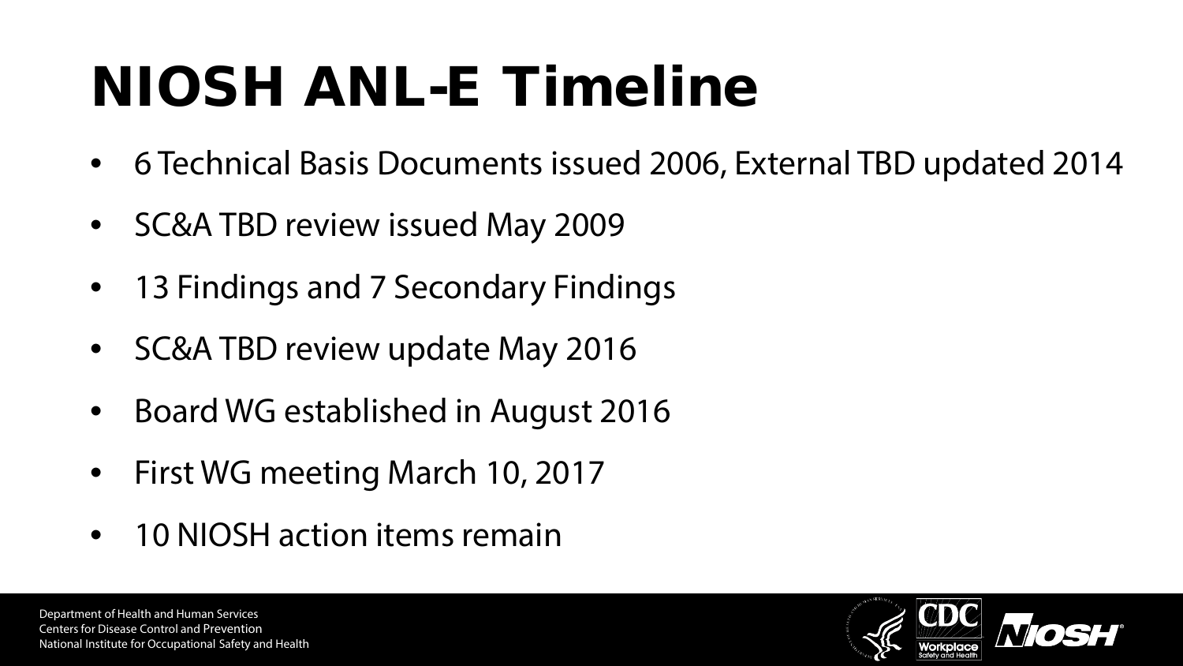# NIOSH ANL-E Timeline

- 6 Technical Basis Documents issued 2006, External TBD updated 2014
- SC&A TBD review issued May 2009
- 13 Findings and 7 Secondary Findings
- SC&A TBD review update May 2016
- Board WG established in August 2016
- First WG meeting March 10, 2017
- 10 NIOSH action items remain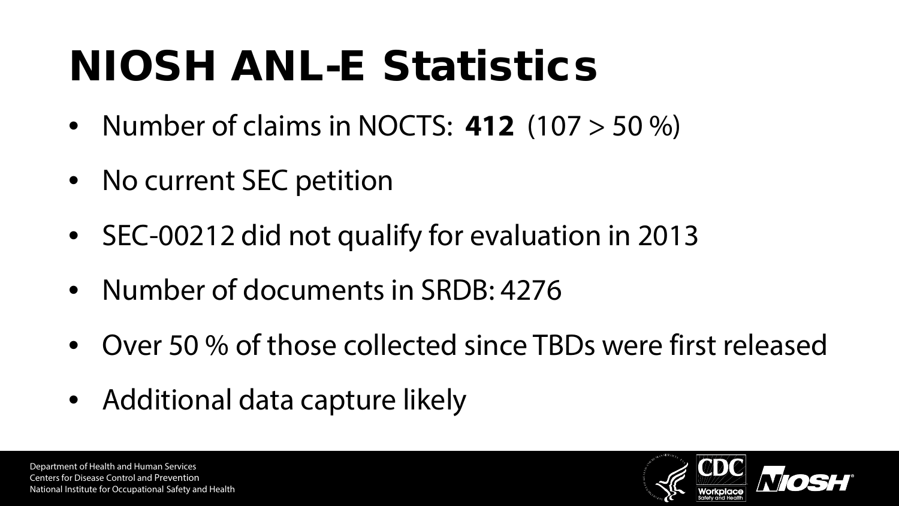# NIOSH ANL-E Statistics

- Number of claims in NOCTS: **412** (107 > 50 %)
- No current SEC petition
- SEC-00212 did not qualify for evaluation in 2013
- Number of documents in SRDB: 4276
- Over 50 % of those collected since TBDs were first released
- Additional data capture likely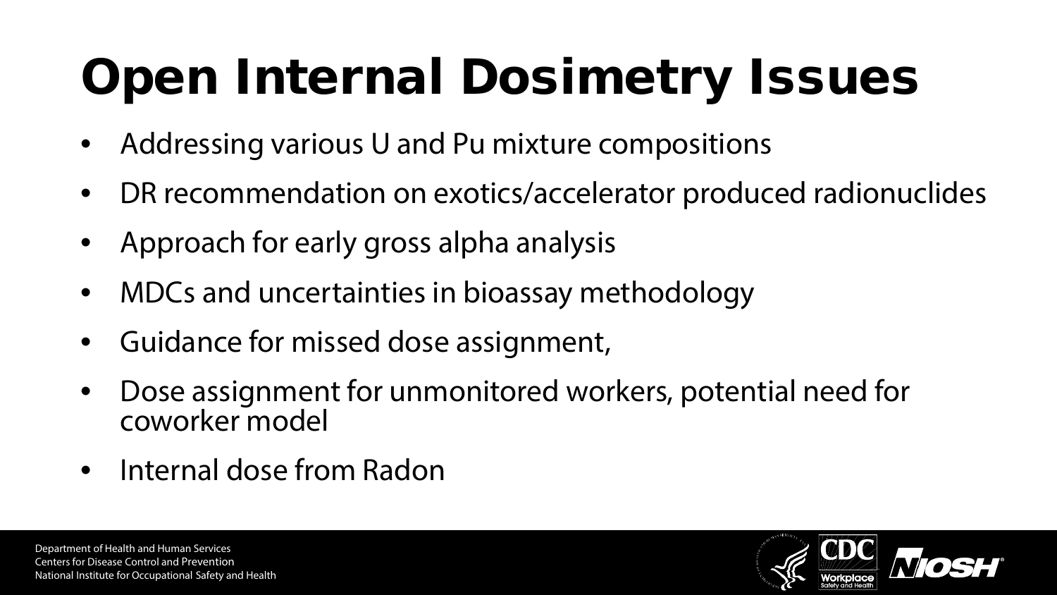# Open Internal Dosimetry Issues

- Addressing various U and Pu mixture compositions
- DR recommendation on exotics/accelerator produced radionuclides
- Approach for early gross alpha analysis
- MDCs and uncertainties in bioassay methodology
- Guidance for missed dose assignment,
- Dose assignment for unmonitored workers, potential need for coworker model
- Internal dose from Radon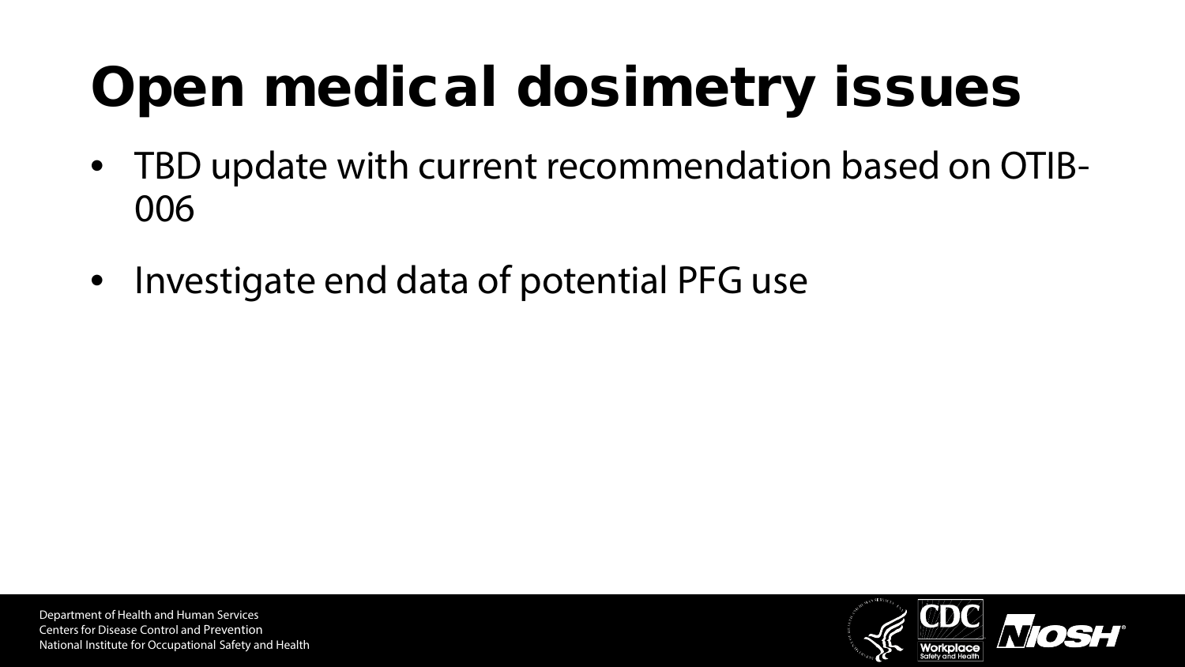# Open medical dosimetry issues

- TBD update with current recommendation based on OTIB-006
- Investigate end data of potential PFG use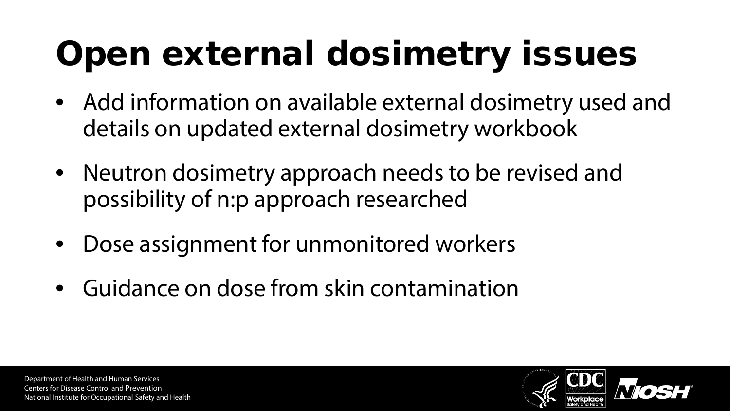# Open external dosimetry issues

- Add information on available external dosimetry used and details on updated external dosimetry workbook
- Neutron dosimetry approach needs to be revised and possibility of n:p approach researched
- Dose assignment for unmonitored workers
- Guidance on dose from skin contamination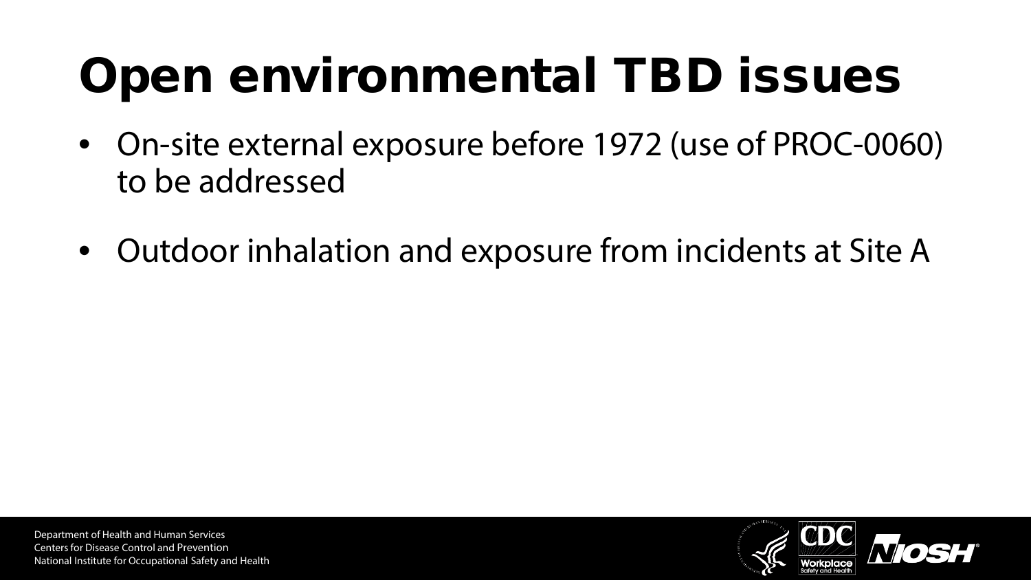# Open environmental TBD issues

- On-site external exposure before 1972 (use of PROC-0060) to be addressed
- Outdoor inhalation and exposure from incidents at Site A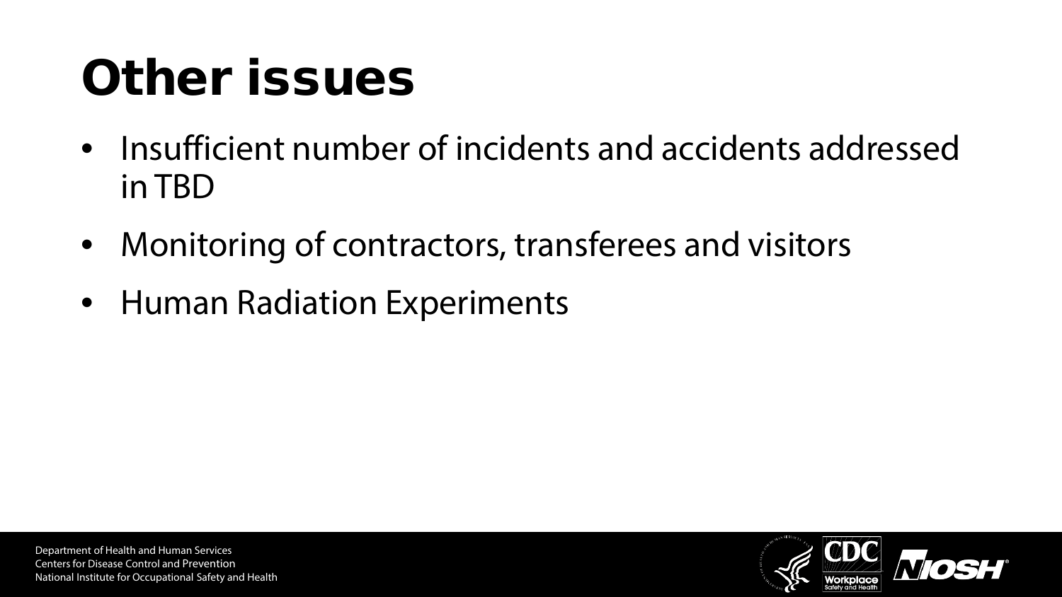# Other issues

- Insufficient number of incidents and accidents addressed in TBD
- Monitoring of contractors, transferees and visitors
- Human Radiation Experiments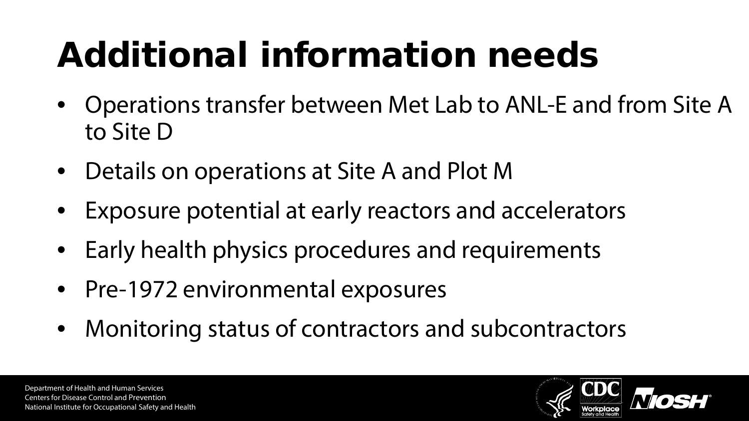# Additional information needs

- Operations transfer between Met Lab to ANL-E and from Site A to Site D
- Details on operations at Site A and Plot M
- Exposure potential at early reactors and accelerators
- Early health physics procedures and requirements
- Pre-1972 environmental exposures
- Monitoring status of contractors and subcontractors